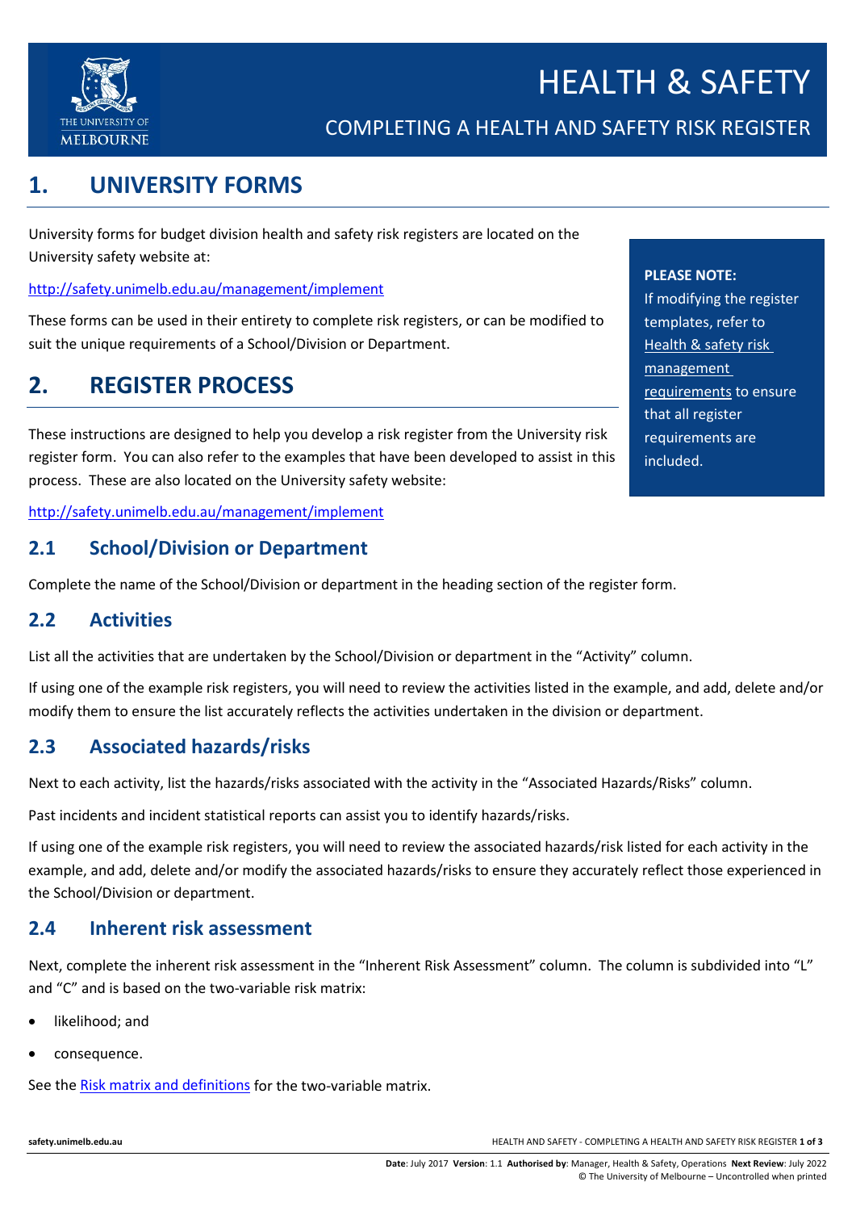# HEALTH & SAFETY

## COMPLETING A HEALTH AND SAFETY RISK REGISTER

## 1. UNIVERSITY FORMS

University forms for budget division health and safety risk registers are located on the University safety website at:

http://safety.unimelb.edu.au/management/implement

These forms can be used in their entirety to complete risk registers, or can be modified to suit the unique requirements of a School/Division or Department.

**PLEASE NOTE:**
If modifying the register templates, refer to Health & safety risk management requirements to ensure that all register requirements are included.

## 2. REGISTER PROCESS

These instructions are designed to help you develop a risk register from the University risk register form. You can also refer to the examples that have been developed to assist in this process. These are also located on the University safety website:

http://safety.unimelb.edu.au/management/implement

### 2.1 School/Division or Department

Complete the name of the School/Division or department in the heading section of the register form.

### 2.2 Activities

List all the activities that are undertaken by the School/Division or department in the "Activity" column.

If using one of the example risk registers, you will need to review the activities listed in the example, and add, delete and/or modify them to ensure the list accurately reflects the activities undertaken in the division or department.

### 2.3 Associated hazards/risks

Next to each activity, list the hazards/risks associated with the activity in the "Associated Hazards/Risks" column.

Past incidents and incident statistical reports can assist you to identify hazards/risks.

If using one of the example risk registers, you will need to review the associated hazards/risk listed for each activity in the example, and add, delete and/or modify the associated hazards/risks to ensure they accurately reflect those experienced in the School/Division or department.

### 2.4 Inherent risk assessment

Next, complete the inherent risk assessment in the "Inherent Risk Assessment" column. The column is subdivided into "L" and "C" and is based on the two-variable risk matrix:

- likelihood; and
- consequence.

See the Risk matrix and definitions for the two-variable matrix.

**Date**: July 2017 **Version**: 1.1 **Authorised by**: Manager, Health & Safety, Operations **Next Review**: July 2022
© The University of Melbourne – Uncontrolled when printed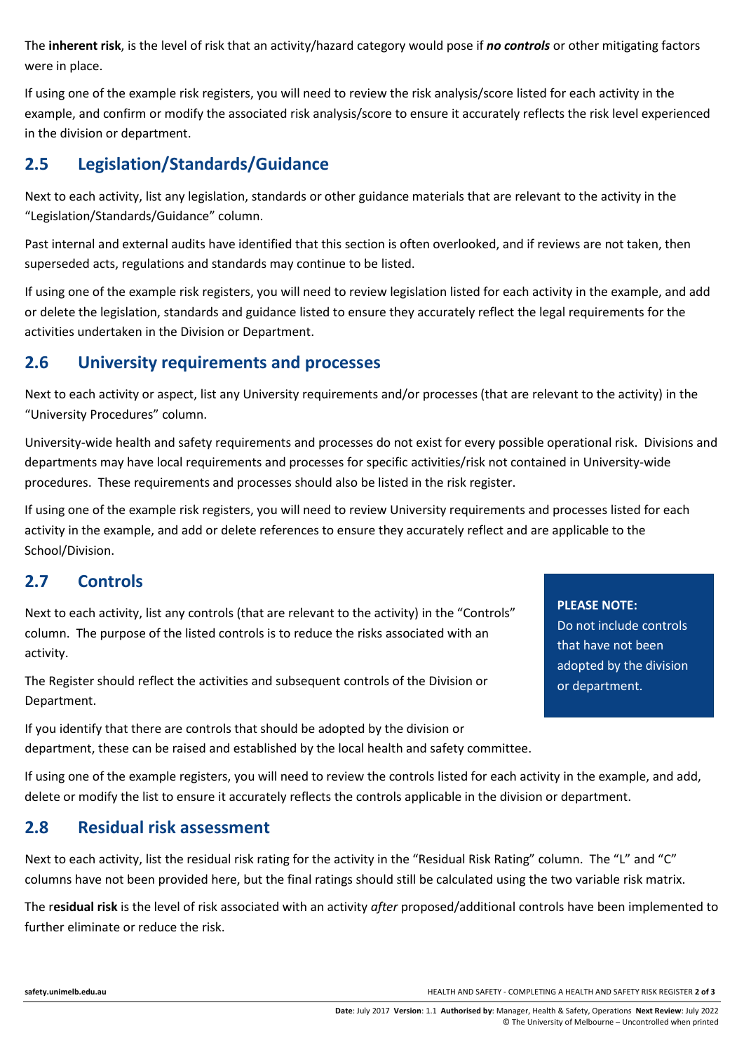The **inherent risk**, is the level of risk that an activity/hazard category would pose if ***no controls*** or other mitigating factors were in place.

If using one of the example risk registers, you will need to review the risk analysis/score listed for each activity in the example, and confirm or modify the associated risk analysis/score to ensure it accurately reflects the risk level experienced in the division or department.

## 2.5 Legislation/Standards/Guidance

Next to each activity, list any legislation, standards or other guidance materials that are relevant to the activity in the "Legislation/Standards/Guidance" column.

Past internal and external audits have identified that this section is often overlooked, and if reviews are not taken, then superseded acts, regulations and standards may continue to be listed.

If using one of the example risk registers, you will need to review legislation listed for each activity in the example, and add or delete the legislation, standards and guidance listed to ensure they accurately reflect the legal requirements for the activities undertaken in the Division or Department.

## 2.6 University requirements and processes

Next to each activity or aspect, list any University requirements and/or processes (that are relevant to the activity) in the "University Procedures" column.

University-wide health and safety requirements and processes do not exist for every possible operational risk. Divisions and departments may have local requirements and processes for specific activities/risk not contained in University-wide procedures. These requirements and processes should also be listed in the risk register.

If using one of the example risk registers, you will need to review University requirements and processes listed for each activity in the example, and add or delete references to ensure they accurately reflect and are applicable to the School/Division.

## 2.7 Controls

Next to each activity, list any controls (that are relevant to the activity) in the "Controls" column. The purpose of the listed controls is to reduce the risks associated with an activity.

The Register should reflect the activities and subsequent controls of the Division or Department.

**PLEASE NOTE:**
Do not include controls that have not been adopted by the division or department.

If you identify that there are controls that should be adopted by the division or department, these can be raised and established by the local health and safety committee.

If using one of the example registers, you will need to review the controls listed for each activity in the example, and add, delete or modify the list to ensure it accurately reflects the controls applicable in the division or department.

## 2.8 Residual risk assessment

Next to each activity, list the residual risk rating for the activity in the "Residual Risk Rating" column. The "L" and "C" columns have not been provided here, but the final ratings should still be calculated using the two variable risk matrix.

The r**esidual risk** is the level of risk associated with an activity *after* proposed/additional controls have been implemented to further eliminate or reduce the risk.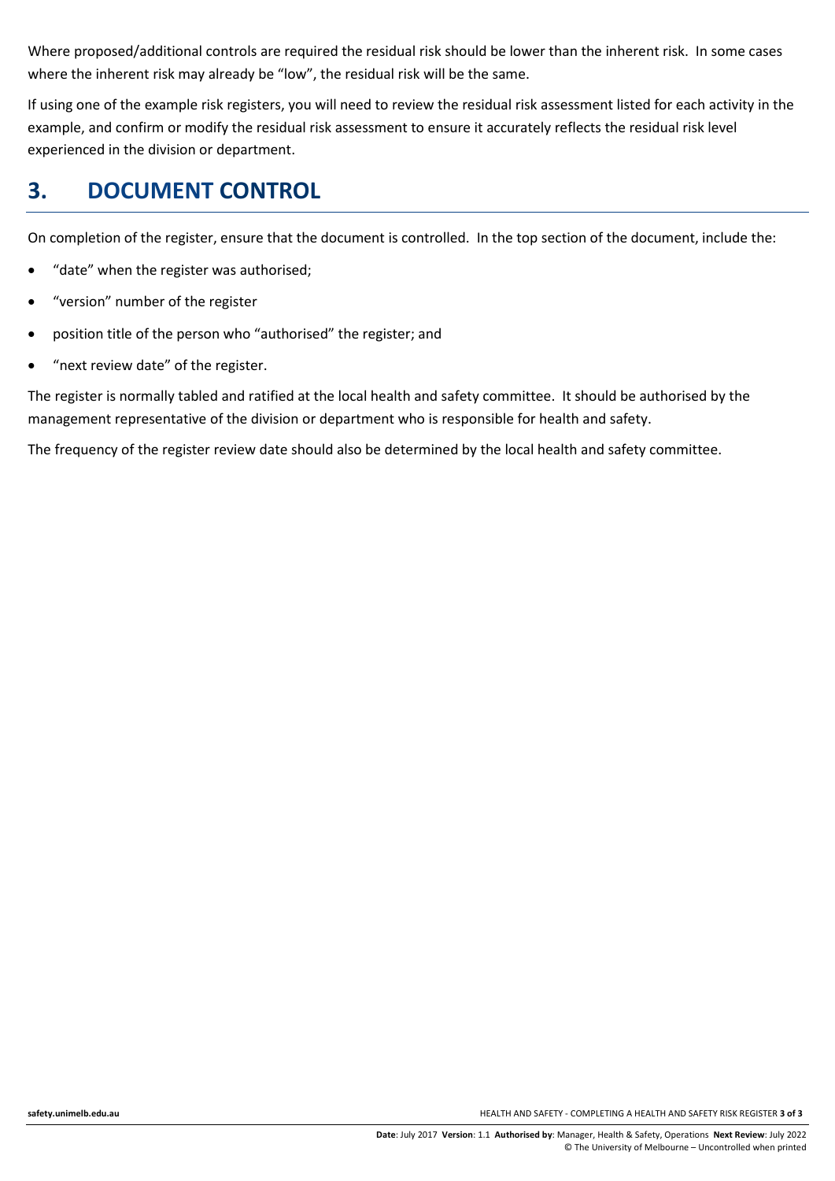Where proposed/additional controls are required the residual risk should be lower than the inherent risk. In some cases where the inherent risk may already be "low", the residual risk will be the same.

If using one of the example risk registers, you will need to review the residual risk assessment listed for each activity in the example, and confirm or modify the residual risk assessment to ensure it accurately reflects the residual risk level experienced in the division or department.

# 3. DOCUMENT CONTROL

On completion of the register, ensure that the document is controlled. In the top section of the document, include the:

- "date" when the register was authorised;
- "version" number of the register
- position title of the person who "authorised" the register; and
- "next review date" of the register.

The register is normally tabled and ratified at the local health and safety committee. It should be authorised by the management representative of the division or department who is responsible for health and safety.

The frequency of the register review date should also be determined by the local health and safety committee.